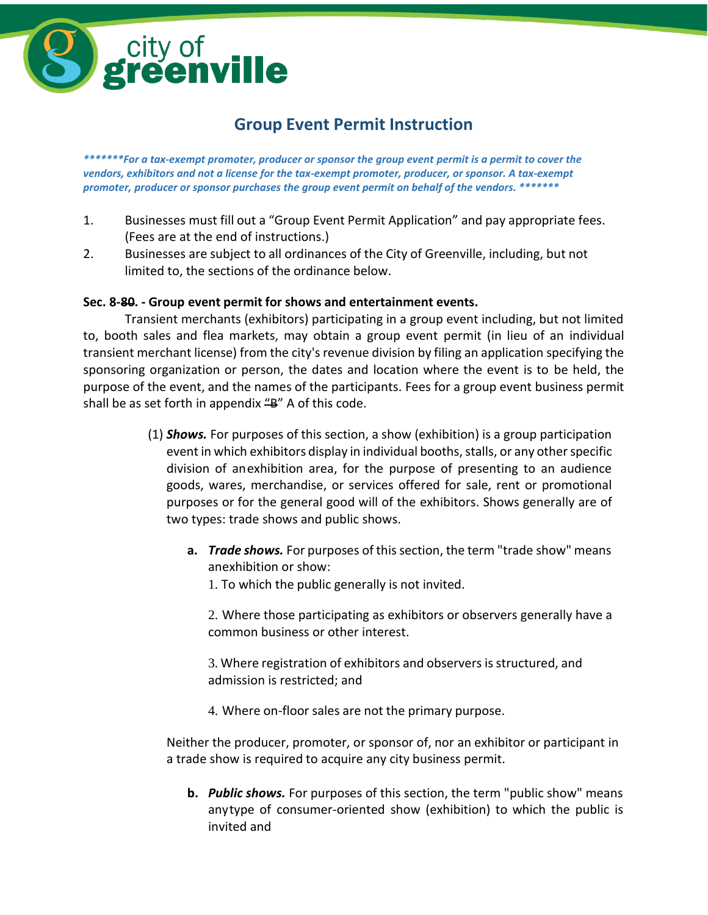city of greenville

# Group Event Permit Instruction

***\*\*\*\*\*\*\*For a tax-exempt promoter, producer or sponsor the group event permit is a permit to cover the vendors, exhibitors and not a license for the tax-exempt promoter, producer, or sponsor. A tax-exempt promoter, producer or sponsor purchases the group event permit on behalf of the vendors. \*\*\*\*\*\*\****

1. Businesses must fill out a "Group Event Permit Application" and pay appropriate fees. (Fees are at the end of instructions.)
2. Businesses are subject to all ordinances of the City of Greenville, including, but not limited to, the sections of the ordinance below.

**Sec. 8-~~80~~. - Group event permit for shows and entertainment events.**

Transient merchants (exhibitors) participating in a group event including, but not limited to, booth sales and flea markets, may obtain a group event permit (in lieu of an individual transient merchant license) from the city's revenue division by filing an application specifying the sponsoring organization or person, the dates and location where the event is to be held, the purpose of the event, and the names of the participants. Fees for a group event business permit shall be as set forth in appendix ~~"B"~~ A of this code.

(1) ***Shows.*** For purposes of this section, a show (exhibition) is a group participation event in which exhibitors display in individual booths, stalls, or any other specific division of an exhibition area, for the purpose of presenting to an audience goods, wares, merchandise, or services offered for sale, rent or promotional purposes or for the general good will of the exhibitors. Shows generally are of two types: trade shows and public shows.

**a.** ***Trade shows.*** For purposes of this section, the term "trade show" means an exhibition or show:

1. To which the public generally is not invited.
2. Where those participating as exhibitors or observers generally have a common business or other interest.
3. Where registration of exhibitors and observers is structured, and admission is restricted; and
4. Where on-floor sales are not the primary purpose.

Neither the producer, promoter, or sponsor of, nor an exhibitor or participant in a trade show is required to acquire any city business permit.

**b.** ***Public shows.*** For purposes of this section, the term "public show" means any type of consumer-oriented show (exhibition) to which the public is invited and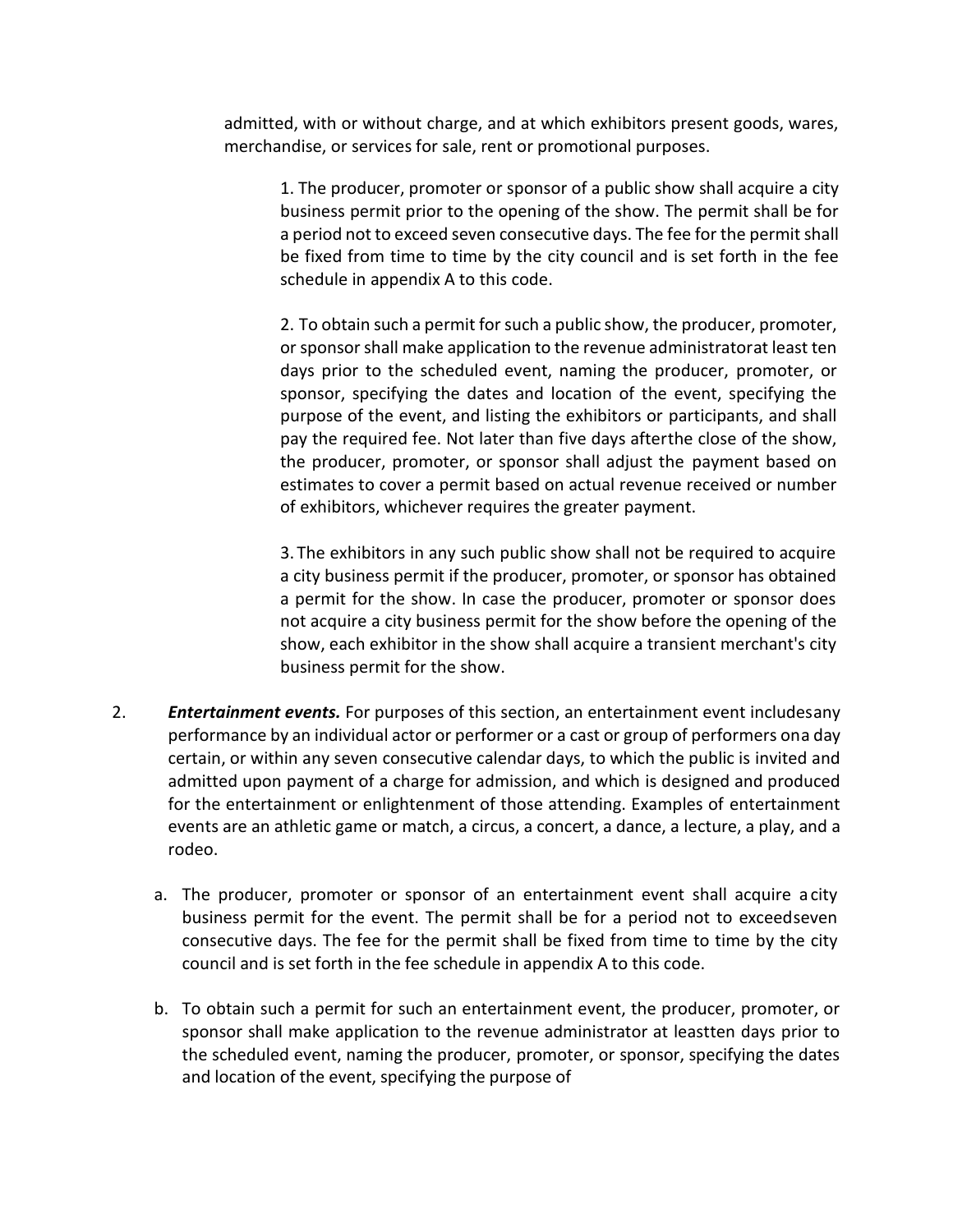admitted, with or without charge, and at which exhibitors present goods, wares, merchandise, or services for sale, rent or promotional purposes.

1. The producer, promoter or sponsor of a public show shall acquire a city business permit prior to the opening of the show. The permit shall be for a period not to exceed seven consecutive days. The fee for the permit shall be fixed from time to time by the city council and is set forth in the fee schedule in appendix A to this code.

2. To obtain such a permit for such a public show, the producer, promoter, or sponsor shall make application to the revenue administratorat least ten days prior to the scheduled event, naming the producer, promoter, or sponsor, specifying the dates and location of the event, specifying the purpose of the event, and listing the exhibitors or participants, and shall pay the required fee. Not later than five days afterthe close of the show, the producer, promoter, or sponsor shall adjust the payment based on estimates to cover a permit based on actual revenue received or number of exhibitors, whichever requires the greater payment.

3. The exhibitors in any such public show shall not be required to acquire a city business permit if the producer, promoter, or sponsor has obtained a permit for the show. In case the producer, promoter or sponsor does not acquire a city business permit for the show before the opening of the show, each exhibitor in the show shall acquire a transient merchant's city business permit for the show.

2. ***Entertainment events.*** For purposes of this section, an entertainment event includesany performance by an individual actor or performer or a cast or group of performers ona day certain, or within any seven consecutive calendar days, to which the public is invited and admitted upon payment of a charge for admission, and which is designed and produced for the entertainment or enlightenment of those attending. Examples of entertainment events are an athletic game or match, a circus, a concert, a dance, a lecture, a play, and a rodeo.

   a. The producer, promoter or sponsor of an entertainment event shall acquire a city business permit for the event. The permit shall be for a period not to exceedseven consecutive days. The fee for the permit shall be fixed from time to time by the city council and is set forth in the fee schedule in appendix A to this code.

   b. To obtain such a permit for such an entertainment event, the producer, promoter, or sponsor shall make application to the revenue administrator at leastten days prior to the scheduled event, naming the producer, promoter, or sponsor, specifying the dates and location of the event, specifying the purpose of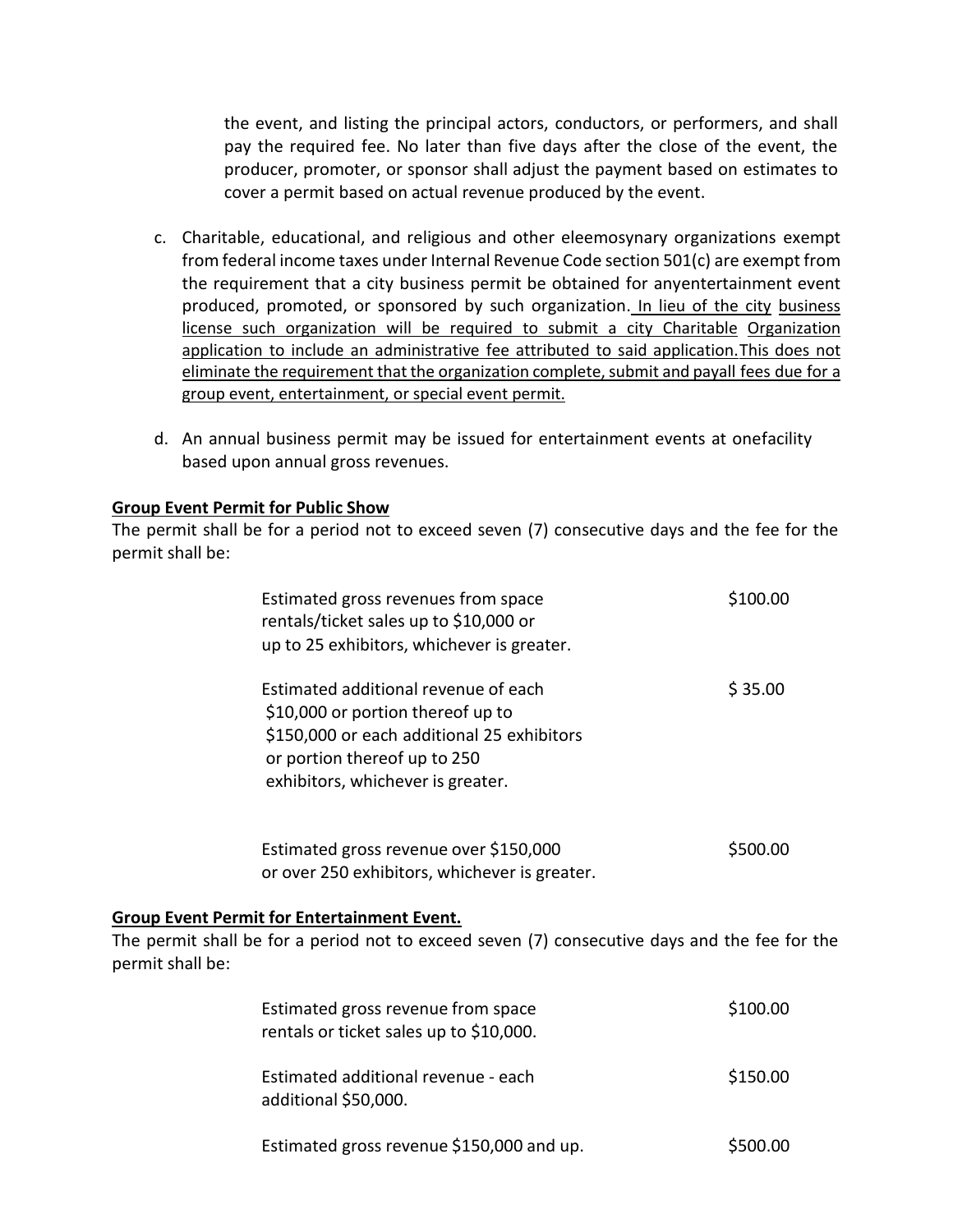the event, and listing the principal actors, conductors, or performers, and shall pay the required fee. No later than five days after the close of the event, the producer, promoter, or sponsor shall adjust the payment based on estimates to cover a permit based on actual revenue produced by the event.

c. Charitable, educational, and religious and other eleemosynary organizations exempt from federal income taxes under Internal Revenue Code section 501(c) are exempt from the requirement that a city business permit be obtained for anyentertainment event produced, promoted, or sponsored by such organization. <u>In lieu of the city business license such organization will be required to submit a city Charitable Organization application to include an administrative fee attributed to said application.This does not eliminate the requirement that the organization complete, submit and payall fees due for a group event, entertainment, or special event permit.</u>

d. An annual business permit may be issued for entertainment events at onefacility based upon annual gross revenues.

**<u>Group Event Permit for Public Show</u>**

The permit shall be for a period not to exceed seven (7) consecutive days and the fee for the permit shall be:

| | |
|---|---|
| Estimated gross revenues from space rentals/ticket sales up to $10,000 or up to 25 exhibitors, whichever is greater. | $100.00 |
| Estimated additional revenue of each $10,000 or portion thereof up to $150,000 or each additional 25 exhibitors or portion thereof up to 250 exhibitors, whichever is greater. | $ 35.00 |
| Estimated gross revenue over $150,000 or over 250 exhibitors, whichever is greater. | $500.00 |

**<u>Group Event Permit for Entertainment Event.</u>**

The permit shall be for a period not to exceed seven (7) consecutive days and the fee for the permit shall be:

| | |
|---|---|
| Estimated gross revenue from space rentals or ticket sales up to $10,000. | $100.00 |
| Estimated additional revenue - each additional $50,000. | $150.00 |
| Estimated gross revenue $150,000 and up. | $500.00 |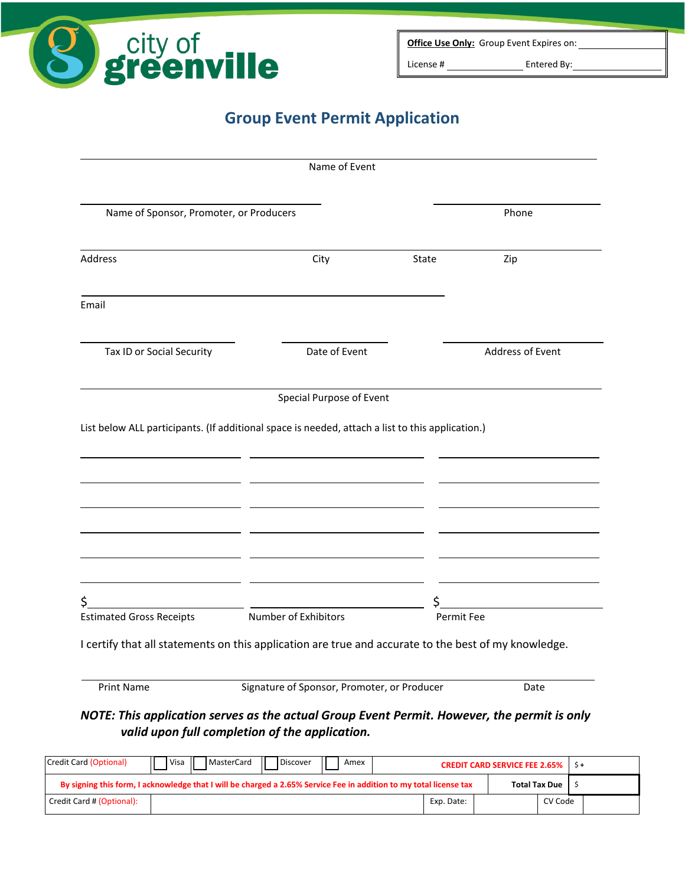city of greenville

| | |
|---|---|
| **Office Use Only:** Group Event Expires on: | |
| License # ______________ | Entered By: ______________ |

## Group Event Permit Application

______________________________________________
Name of Event

______________________________ ______________________________
Name of Sponsor, Promoter, or Producers    Phone

______________________________________________
Address    City    State    Zip

______________________________
Email

______________________ ______________________ ______________________
Tax ID or Social Security    Date of Event    Address of Event

______________________________________________
Special Purpose of Event

List below ALL participants. (If additional space is needed, attach a list to this application.)

| | | |
|---|---|---|
| | | |
| | | |
| | | |
| | | |
| | | |
| | | |

$______________________ ______________________ $______________________
Estimated Gross Receipts    Number of Exhibitors    Permit Fee

I certify that all statements on this application are true and accurate to the best of my knowledge.

______________________________________________
Print Name    Signature of Sponsor, Promoter, or Producer    Date

***NOTE: This application serves as the actual Group Event Permit. However, the permit is only valid upon full completion of the application.***

| | | | | | | | |
|---|---|---|---|---|---|---|---|
| Credit Card (Optional) | ☐ Visa | ☐ MasterCard | ☐ Discover | ☐ Amex | | **CREDIT CARD SERVICE FEE 2.65%** | $ + |
| **By signing this form, I acknowledge that I will be charged a 2.65% Service Fee in addition to my total license tax** | | | | | | **Total Tax Due** | $ |
| Credit Card # (Optional): | | | Exp. Date: | | CV Code | | |